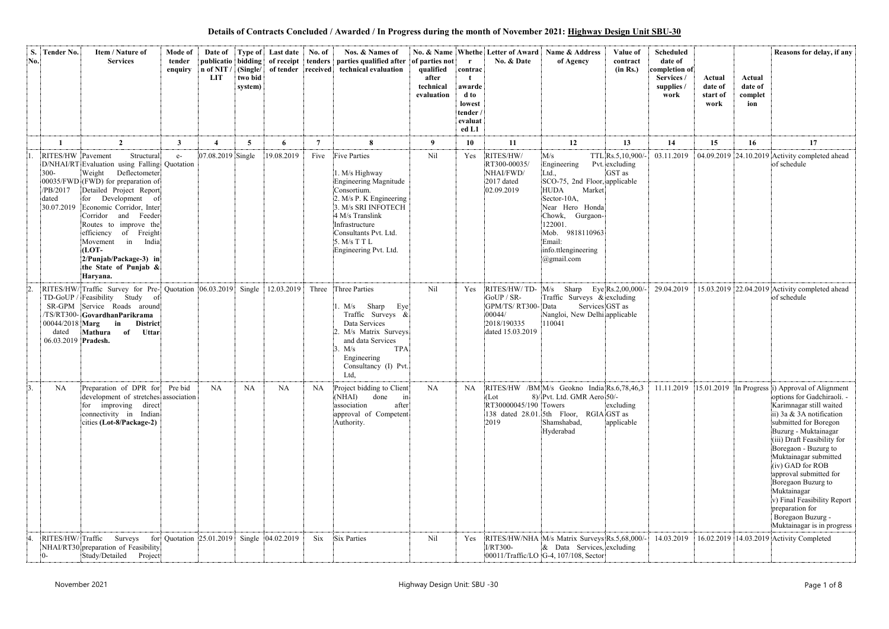**Details of Contracts Concluded / Awarded / In Progress during the month of November 2021: Highway Design Unit SBU-30**

| S. No. | Tender No. | Item / Nature of Services | Mode of tender enquiry | Date of publication of NIT / LIT | Type of bidding (Single/ two bid system) | Last date of receipt of tender | No. of tenders received | Nos. & Names of parties qualified after technical evaluation | No. & Name of parties not qualified after technical evaluation | Whether contract awarded to lowest tender / evaluated L1 | Letter of Award No. & Date | Name & Address of Agency | Value of contract (in Rs.) | Scheduled date of completion of Services / supplies / work | Actual date of start of work | Actual date of completion | Reasons for delay, if any |
|---|---|---|---|---|---|---|---|---|---|---|---|---|---|---|---|---|---|
| 1 | 2 | 3 | 4 | 5 | 6 | 7 | 8 | 9 | 10 | 11 | 12 | 13 | 14 | 15 | 16 | 17 | |
| 1. | RITES/HW D/NHAI/RT 300-00035/FWD /PB/2017 dated 30.07.2019 | Pavement Structural Evaluation using Falling Weight Deflectometer (FWD) for preparation of Detailed Project Report for Development of Economic Corridor, Inter Corridor and Feeder Routes to improve the efficiency of Freight Movement in India **(LOT-2/Punjab/Package-3) in the State of Punjab & Haryana.** | e-Quotation | 07.08.2019 | Single | 19.08.2019 | Five | Five Parties<br>1. M/s Highway Engineering Magnitude Consortium.<br>2. M/s P. K Engineering<br>3. M/s SRI INFOTECH<br>4 M/s Translink Infrastructure Consultants Pvt. Ltd.<br>5. M/s T T L Engineering Pvt. Ltd. | Nil | Yes | RITES/HW/ RT300-00035/ NHAI/FWD/ 2017 dated 02.09.2019 | M/s TTL Engineering Pvt. Ltd., SCO-75, 2nd Floor, HUDA Market Sector-10A, Near Hero Honda Chowk, Gurgaon-122001. Mob. 9818110963 Email: info.ttlengineering @gmail.com | Rs.5,10,900/- excluding GST as applicable | 03.11.2019 | 04.09.2019 | 24.10.2019 | Activity completed ahead of schedule |
| 2. | RITES/HW/ TD-GoUP / SR-GPM /TS/RT300- 00044/2018 dated 06.03.2019 | Traffic Survey for Pre-Feasibility Study of Service Roads around **GovardhanParikrama Marg in District Mathura of Uttar Pradesh.** | Quotation | 06.03.2019 | Single | 12.03.2019 | Three | Three Parties<br>1. M/s Sharp Eye Traffic Surveys & Data Services<br>2. M/s Matrix Surveys and data Services<br>3. M/s TPA Engineering Consultancy (I) Pvt. Ltd, | Nil | Yes | RITES/HW/ TD-GoUP / SR-GPM/TS/ RT300-00044/ 2018/190335 dated 15.03.2019 | M/s Sharp Eye Traffic Surveys & Data Services Nangloi, New Delhi 110041 | Rs.2,00,000/- excluding GST as applicable | 29.04.2019 | 15.03.2019 | 22.04.2019 | Activity completed ahead of schedule |
| 3. | NA | Preparation of DPR for development of stretches for improving direct connectivity in Indian cities **(Lot-8/Package-2)** | Pre bid association | NA | NA | NA | NA | Project bidding to Client (NHAI) done in association after approval of Competent Authority. | NA | NA | RITES/HW /BM (Lot 8)/ RT30000045/190 138 dated 28.01. 2019 | M/s Geokno India Pvt. Ltd. GMR Aero Towers 5th Floor, RGIA Shamshabad, Hyderabad | Rs.6,78,46,3 50/- excluding GST as applicable | 11.11.2019 | 15.01.2019 | In Progress | i) Approval of Alignment options for Gadchiraoli. - Karimnagar still waited<br>ii) 3a & 3A notification submitted for Boregon Buzurg - Muktainagar<br>(iii) Draft Feasibility for Boregaon - Buzurg to Muktainagar submitted<br>(iv) GAD for ROB approval submitted for Boregaon Buzurg to Muktainagar<br>v) Final Feasibility Report preparation for Boregaon Buzurg - Muktainagar is in progress |
| 4. | RITES/HW/ NHAI/RT30 0- | Traffic Surveys for preparation of Feasibility Study/Detailed Project | Quotation | 25.01.2019 | Single | 04.02.2019 | Six | Six Parties | Nil | Yes | RITES/HW/NHA I/RT300- 00011/Traffic/LO | M/s Matrix Surveys & Data Services, G-4, 107/108, Sector | Rs.5,68,000/- excluding | 14.03.2019 | 16.02.2019 | 14.03.2019 | Activity Completed |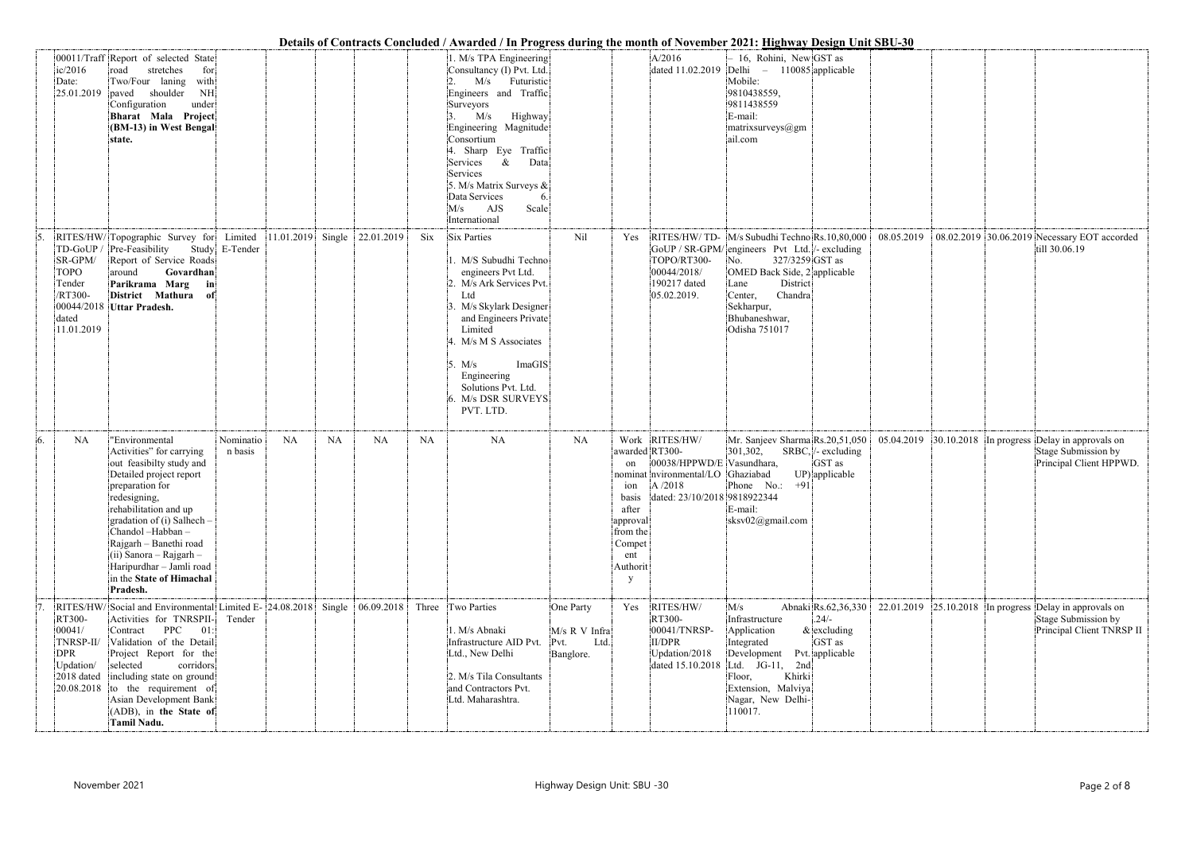**Details of Contracts Concluded / Awarded / In Progress during the month of November 2021: Highway Design Unit SBU-30**

| | | | | | | | | | | | | | | | | | |
|---|---|---|---|---|---|---|---|---|---|---|---|---|---|---|---|---|---|
| | 00011/Traffic/2016 Date: 25.01.2019 | Report of selected State road stretches for Two/Four laning with paved shoulder NH Configuration under **Bharat Mala Project (BM-13) in West Bengal state.** | | | | | | 1. M/s TPA Engineering Consultancy (I) Pvt. Ltd. 2. M/s Futuristic Engineers and Traffic Surveyors 3. M/s Highway Engineering Magnitude Consortium 4. Sharp Eye Traffic Services & Data Services 5. M/s Matrix Surveys & Data Services 6. M/s AJS Scale International | | | A/2016 dated 11.02.2019 | – 16, Rohini, New Delhi – 110085 Mobile: 9810438559, 9811438559 E-mail: matrixsurveys@gmail.com | GST as applicable | | | | |
| 5. | RITES/HW/TD-GoUP / SR-GPM/ TOPO Tender /RT300-00044/2018 dated 11.01.2019 | Topographic Survey for Pre-Feasibility Study Report of Service Roads around **Govardhan Parikrama Marg in District Mathura of Uttar Pradesh.** | Limited E-Tender | 11.01.2019 | Single | 22.01.2019 | Six | Six Parties 1. M/S Subudhi Techno engineers Pvt Ltd. 2. M/s Ark Services Pvt. Ltd 3. M/s Skylark Designer and Engineers Private Limited 4. M/s M S Associates 5. M/s ImaGIS Engineering Solutions Pvt. Ltd. 6. M/s DSR SURVEYS PVT. LTD. | Nil | Yes | RITES/HW/ TD-GoUP / SR-GPM/ TOPO/RT300-00044/2018/ 190217 dated 05.02.2019. | M/s Subudhi Techno engineers Pvt Ltd. No. 327/3259 OMED Back Side, 2 Lane District Center, Chandra Sekharpur, Bhubaneshwar, Odisha 751017 | Rs.10,80,000/- excluding GST as applicable | 08.05.2019 | 08.02.2019 | 30.06.2019 | Necessary EOT accorded till 30.06.19 |
| 6. | NA | "Environmental Activities" for carrying out feasibilty study and Detailed project report preparation for redesigning, rehabilitation and up gradation of (i) Salhech – Chandol –Habban – Rajgarh – Banethi road (ii) Sanora – Rajgarh – Haripurdhar – Jamli road in the **State of Himachal Pradesh.** | Nomination basis | NA | NA | NA | NA | NA | NA | Work awarded on nomination basis after approval from the Competent Authority | RITES/HW/ RT300-00038/HPPWD/Environmental/LOA /2018 dated: 23/10/2018 | Mr. Sanjeev Sharma 301,302, SRBC, Vasundhara, Ghaziabad UP) Phone No.: +91 9818922344 E-mail: sksv02@gmail.com | Rs.20,51,050/- excluding GST as applicable | 05.04.2019 | 30.10.2018 | In progress | Delay in approvals on Stage Submission by Principal Client HPPWD. |
| 7. | RITES/HW/RT300-00041/ TNRSP-II/ DPR Updation/ 2018 dated 20.08.2018 | Social and Environmental Activities for TNRSPII-Contract PPC 01: Validation of the Detail Project Report for the selected corridors including state on ground to the requirement of Asian Development Bank (ADB), in the **State of Tamil Nadu.** | Limited E-Tender | 24.08.2018 | Single | 06.09.2018 | Three | Two Parties 1. M/s Abnaki Infrastructure AID Pvt. Ltd., New Delhi 2. M/s Tila Consultants and Contractors Pvt. Ltd. Maharashtra. | One Party M/s R V Infra Pvt. Ltd. Banglore. | Yes | RITES/HW/ RT300-00041/TNRSP-II/DPR Updation/2018 dated 15.10.2018 | M/s Abnaki Infrastructure Application Integrated Development Pvt. Ltd. JG-11, 2nd Floor, Khirki Extension, Malviya Nagar, New Delhi-110017. | Rs.62,36,330.24/- & excluding GST as applicable | 22.01.2019 | 25.10.2018 | In progress | Delay in approvals on Stage Submission by Principal Client TNRSP II |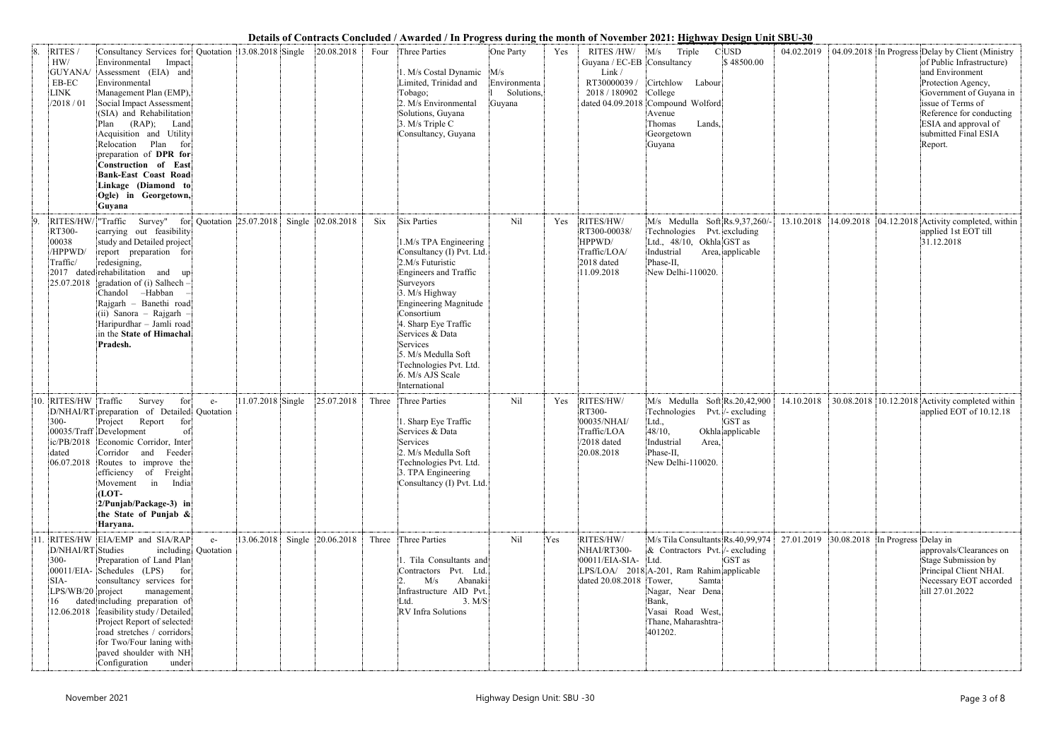**Details of Contracts Concluded / Awarded / In Progress during the month of November 2021: Highway Design Unit SBU-30**

| | | | | | | | | | | | | | | | | | | |
|---|---|---|---|---|---|---|---|---|---|---|---|---|---|---|---|---|---|---|
| 8. | RITES / HW/ GUYANA/ EB-EC LINK /2018 / 01 | Consultancy Services for Environmental Impact Assessment (EIA) and Environmental Management Plan (EMP), Social Impact Assessment (SIA) and Rehabilitation Plan (RAP); Land Acquisition and Utility Relocation Plan for preparation of **DPR for Construction of East Bank-East Coast Road Linkage (Diamond to Ogle) in Georgetown, Guyana** | Quotation | 13.08.2018 | Single | 20.08.2018 | Four | Three Parties<br>1. M/s Costal Dynamic Limited, Trinidad and Tobago;<br>2. M/s Environmental Solutions, Guyana<br>3. M/s Triple C Consultancy, Guyana | One Party<br>M/s Environmental Solutions, Guyana | Yes | RITES /HW/ Guyana / EC-EB Link / RT30000039 / 2018 / 180902 dated 04.09.2018 | M/s Triple C Consultancy Cirtchlow Labour College Compound Wolford Avenue Thomas Lands, Georgetown Guyana | USD $48500.00 | 04.02.2019 | 04.09.2018 | In Progress | | Delay by Client (Ministry of Public Infrastructure) and Environment Protection Agency, Government of Guyana in issue of Terms of Reference for conducting ESIA and approval of submitted Final ESIA Report. |
| 9. | RITES/HW/ RT300-00038 /HPPWD/ Traffic/ 2017 dated 25.07.2018 | "Traffic Survey" for carrying out feasibility study and Detailed project report preparation for redesigning, rehabilitation and up gradation of (i) Salhech – Chandol –Habban – Rajgarh – Banethi road (ii) Sanora – Rajgarh – Haripurdhar – Jamli road in the **State of Himachal Pradesh.** | Quotation | 25.07.2018 | Single | 02.08.2018 | Six | Six Parties<br>1.M/s TPA Engineering Consultancy (I) Pvt. Ltd.<br>2.M/s Futuristic Engineers and Traffic Surveyors<br>3. M/s Highway Engineering Magnitude Consortium<br>4. Sharp Eye Traffic Services & Data Services<br>5. M/s Medulla Soft Technologies Pvt. Ltd.<br>6. M/s AJS Scale International | Nil | Yes | RITES/HW/ RT300-00038/ HPPWD/ Traffic/LOA/ 2018 dated 11.09.2018 | M/s Medulla Soft Technologies Pvt. Ltd., 48/10, Okhla Industrial Area, Phase-II, New Delhi-110020. | Rs.9,37,260/- excluding GST as applicable | 13.10.2018 | 14.09.2018 | 04.12.2018 | | Activity completed, within applied 1st EOT till 31.12.2018 |
| 10. | RITES/HW D/NHAI/RT 300-00035/Traffic/PB/2018 dated 06.07.2018 | Traffic Survey for preparation of Detailed Project Report for Development of Economic Corridor, Inter Corridor and Feeder Routes to improve the efficiency of Freight Movement in India **(LOT-2/Punjab/Package-3) in the State of Punjab & Haryana.** | e-Quotation | 11.07.2018 | Single | 25.07.2018 | Three | Three Parties<br>1. Sharp Eye Traffic Services & Data Services<br>2. M/s Medulla Soft Technologies Pvt. Ltd.<br>3. TPA Engineering Consultancy (I) Pvt. Ltd. | Nil | Yes | RITES/HW/ RT300-00035/NHAI/ Traffic/LOA /2018 dated 20.08.2018 | M/s Medulla Soft Technologies Pvt. Ltd., 48/10, Okhla Industrial Area, Phase-II, New Delhi-110020. | Rs.20,42,900/- excluding GST as applicable | 14.10.2018 | 30.08.2018 | 10.12.2018 | | Activity completed within applied EOT of 10.12.18 |
| 11. | RITES/HW D/NHAI/RT 300-00011/EIA-SIA-LPS/WB/20 16 dated 12.06.2018 | EIA/EMP and SIA/RAP Studies including Preparation of Land Plan Schedules (LPS) for consultancy services for project management including preparation of feasibility study / Detailed Project Report of selected road stretches / corridors for Two/Four laning with paved shoulder with NH Configuration under | e-Quotation | 13.06.2018 | Single | 20.06.2018 | Three | Three Parties<br>1. Tila Consultants and Contractors Pvt. Ltd.<br>2. M/s Abanaki Infrastructure AID Pvt. Ltd.<br>3. M/S RV Infra Solutions | Nil | Yes | RITES/HW/ NHAI/RT300-00011/EIA-SIA-LPS/LOA/ 2018 dated 20.08.2018 | M/s Tila Consultants & Contractors Pvt. Ltd. A-201, Ram Rahim Tower, Samta Nagar, Near Dena Bank, Vasai Road West, Thane, Maharashtra-401202. | Rs.40,99,974/- excluding GST as applicable | 27.01.2019 | 30.08.2018 | In Progress | | Delay in approvals/Clearances on Stage Submission by Principal Client NHAI. Necessary EOT accorded till 27.01.2022 |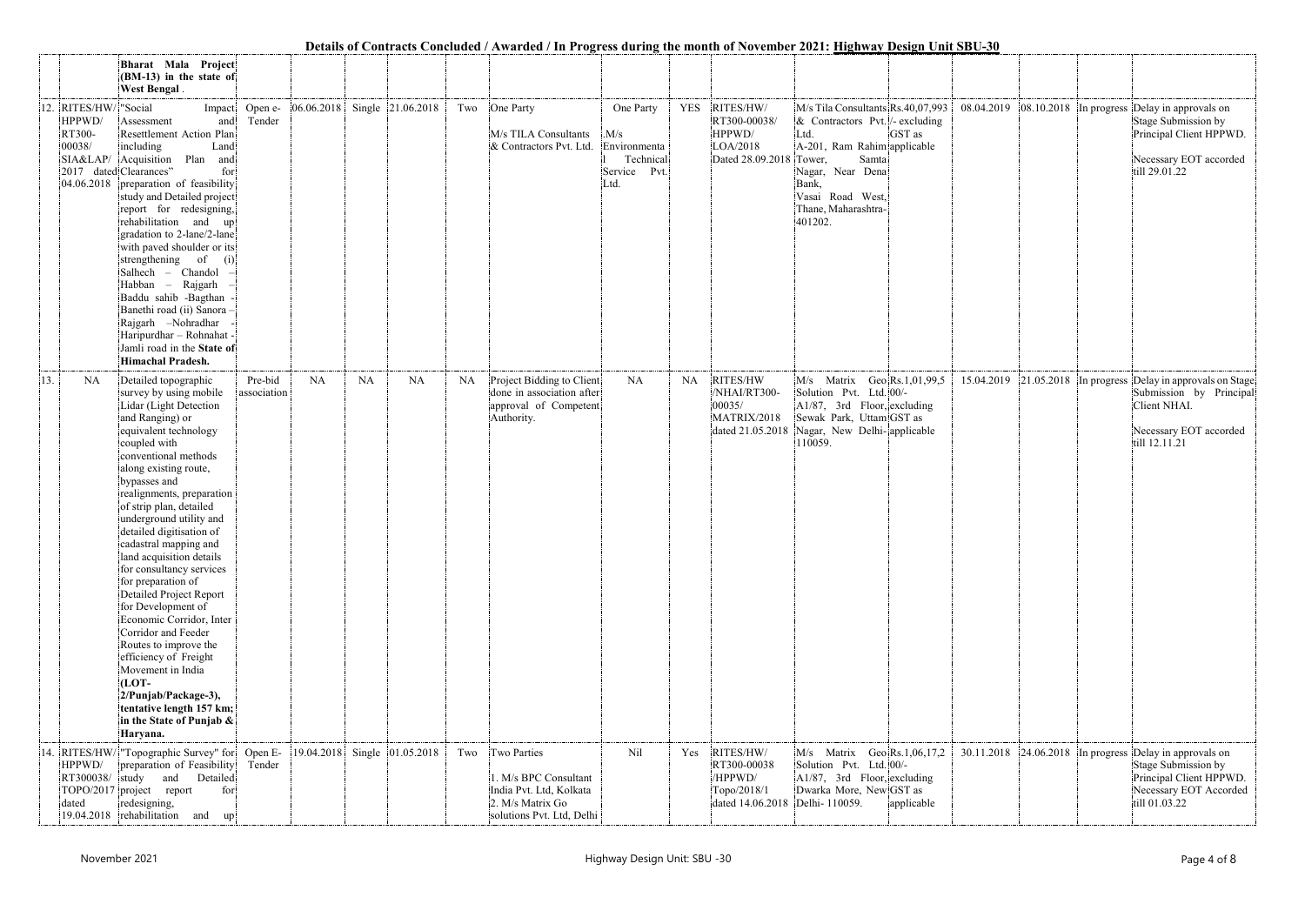**Details of Contracts Concluded / Awarded / In Progress during the month of November 2021: Highway Design Unit SBU-30**

| | | | | | | | | | | | | | | | | | |
|---|---|---|---|---|---|---|---|---|---|---|---|---|---|---|---|---|---|
| | | **Bharat Mala Project (BM-13) in the state of West Bengal**. | | | | | | | | | | | | | | | |
| 12. | RITES/HW/ HPPWD/ RT300-00038/ SIA&LAP/ 2017 dated 04.06.2018 | "Social Impact Assessment and Resettlement Action Plan including Land Acquisition Plan and Clearances" for preparation of feasibility study and Detailed project report for redesigning, rehabilitation and up gradation to 2-lane/2-lane with paved shoulder or its strengthening of (i) Salhech – Chandol – Habban – Rajgarh – Baddu sahib -Bagthan - Banethi road (ii) Sanora – Rajgarh –Nohradhar - Haripurdhar – Rohnahat - Jamli road in the **State of Himachal Pradesh.** | Open e-Tender | 06.06.2018 | Single | 21.06.2018 | Two | One Party<br><br>M/s TILA Consultants & Contractors Pvt. Ltd. | One Party<br><br>M/s Environmental Technical Service Pvt. Ltd. | YES | RITES/HW/ RT300-00038/ HPPWD/ LOA/2018 Dated 28.09.2018 | M/s Tila Consultants & Contractors Pvt. Ltd. A-201, Ram Rahim Tower, Samta Nagar, Near Dena Bank, Vasai Road West, Thane, Maharashtra-401202. | Rs.40,07,993/- excluding GST as applicable | 08.04.2019 | 08.10.2018 | In progress | Delay in approvals on Stage Submission by Principal Client HPPWD.<br><br>Necessary EOT accorded till 29.01.22 |
| 13. | NA | Detailed topographic survey by using mobile Lidar (Light Detection and Ranging) or equivalent technology coupled with conventional methods along existing route, bypasses and realignments, preparation of strip plan, detailed underground utility and detailed digitisation of cadastral mapping and land acquisition details for consultancy services for preparation of Detailed Project Report for Development of Economic Corridor, Inter Corridor and Feeder Routes to improve the efficiency of Freight Movement in India **(LOT-2/Punjab/Package-3), tentative length 157 km; in the State of Punjab & Haryana.** | Pre-bid association | NA | NA | NA | NA | Project Bidding to Client done in association after approval of Competent Authority. | NA | NA | RITES/HW /NHAI/RT300-00035/ MATRIX/2018 dated 21.05.2018 | M/s Matrix Geo Solution Pvt. Ltd. A1/87, 3rd Floor, Sewak Park, Uttam Nagar, New Delhi-110059. | Rs.1,01,99,500/- excluding GST as applicable | 15.04.2019 | 21.05.2018 | In progress | Delay in approvals on Stage Submission by Principal Client NHAI.<br><br>Necessary EOT accorded till 12.11.21 |
| 14. | RITES/HW/ HPPWD/ RT300038/ TOPO/2017 dated 19.04.2018 | "Topographic Survey" for preparation of Feasibility study and Detailed project report for redesigning, rehabilitation and up | Open E-Tender | 19.04.2018 | Single | 01.05.2018 | Two | Two Parties<br><br>1. M/s BPC Consultant India Pvt. Ltd, Kolkata<br>2. M/s Matrix Go solutions Pvt. Ltd, Delhi | Nil | Yes | RITES/HW/ RT300-00038 /HPPWD/ Topo/2018/1 dated 14.06.2018 | M/s Matrix Geo Solution Pvt. Ltd. A1/87, 3rd Floor, Dwarka More, New Delhi- 110059. | Rs.1,06,17,200/- excluding GST as applicable | 30.11.2018 | 24.06.2018 | In progress | Delay in approvals on Stage Submission by Principal Client HPPWD. Necessary EOT Accorded till 01.03.22 |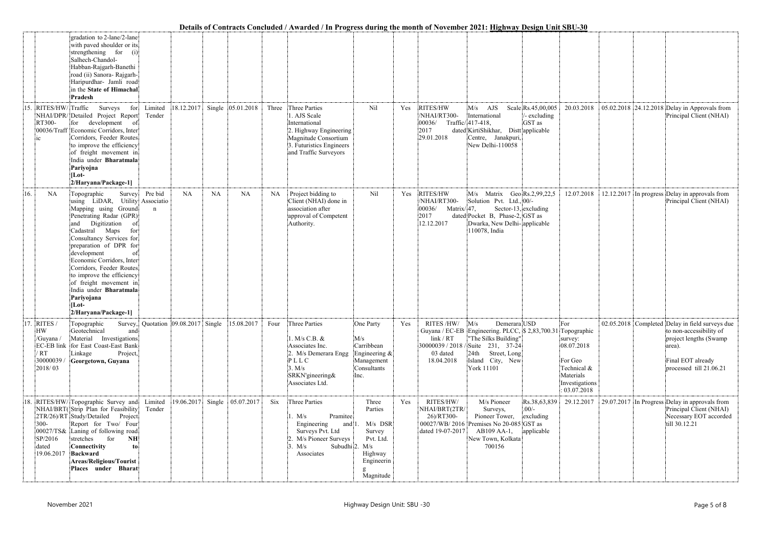**Details of Contracts Concluded / Awarded / In Progress during the month of November 2021: Highway Design Unit SBU-30**

| | | | | | | | | | | | | | | | | | |
|---|---|---|---|---|---|---|---|---|---|---|---|---|---|---|---|---|---|
| | | gradation to 2-lane/2-lane with paved shoulder or its strengthening for (i) Salhech-Chandol-Habban-Rajgarh-Banethi road (ii) Sanora- Rajgarh-Haripurdhar- Jamli road in the **State of Himachal Pradesh** | | | | | | | | | | | | | | | |
| 15. | RITES/HW/NHAI/DPR/RT300-00036/Traffic | Traffic Surveys for Detailed Project Report for development of Economic Corridors, Inter Corridors, Feeder Routes to improve the efficiency of freight movement in India under **Bharatmala Pariyojna [Lot-2/Haryana/Package-1]** | Limited Tender | 18.12.2017 | Single | 05.01.2018 | Three | Three Parties 1. AJS Scale International 2. Highway Engineering Magnitude Consortium 3. Futuristics Engineers and Traffic Surveyors | Nil | Yes | RITES/HW/NHAI/RT300-00036/ Traffic/2017 dated 29.01.2018 | M/s AJS Scale International 417-418, KirtiShikhar, Distt Centre, Janakpuri, New Delhi-110058 | Rs.45,00,005/- excluding GST as applicable | 20.03.2018 | 05.02.2018 | 24.12.2018 | Delay in Approvals from Principal Client (NHAI) |
| 16. | NA | Topographic Survey using LiDAR, Utility Mapping using Ground Penetrating Radar (GPR) and Digitization of Cadastral Maps for Consultancy Services for preparation of DPR for development of Economic Corridors, Inter Corridors, Feeder Routes to improve the efficiency of freight movement in India under **Bharatmala Pariyojana [Lot-2/Haryana/Package-1]** | Pre bid Association | NA | NA | NA | NA | Project bidding to Client (NHAI) done in association after approval of Competent Authority. | Nil | Yes | RITES/HW/NHAI/RT300-00036/ Matrix/2017 dated 12.12.2017 | M/s Matrix Geo Solution Pvt. Ltd., 47, Sector-13, Pocket B, Phase-2, Dwarka, New Delhi-110078, India | Rs.2,99,22,500/- excluding GST as applicable | 12.07.2018 | 12.12.2017 | In progress | Delay in approvals from Principal Client (NHAI) |
| 17. | RITES / HW /Guyana / EC-EB link / RT 30000039 / 2018/ 03 | Topographic Survey, Geotechnical and Material Investigations for East Coast-East Bank Linkage Project, **Georgetown, Guyana** | Quotation | 09.08.2017 | Single | 15.08.2017 | Four | Three Parties 1. M/s C.B. & Associates Inc. 2. M/s Demerara Engg P L L C 3. M/s SRKN'gineering& Associates Ltd. | One Party M/s Carribbean Engineering & Management Consultants Inc. | Yes | RITES /HW/ Guyana / EC-EB link / RT 30000039 / 2018 / 03 dated 18.04.2018 | M/s Demerara Engineering. PLCC, "The Silks Building" Suite 231, 37-24 24th Street, Long Island City, New York 11101 | USD $ 2,83,700.31 | For Topographic survey: 08.07.2018 For Geo Technical & Materials Investigations : 03.07.2018 | 02.05.2018 | Completed | Delay in field surveys due to non-accessibility of project lengths (Swamp area). Final EOT already processed till 21.06.21 |
| 18. | RITES/HW/NHAI/BRT(2TR/26)/RT 300-00027/TS&SP/2016 dated 19.06.2017 | Topographic Survey and Strip Plan for Feasibility Study/Detailed Project Report for Two/ Four Laning of following road stretches for **NH Connectivity to Backward Areas/Religious/Tourist Places under Bharat** | Limited Tender | 19.06.2017 | Single | 05.07.2017 | Six | Three Parties 1. M/s Pramitee Engineering and Surveys Pvt. Ltd 2. M/s Pioneer Surveys 3. M/s Subudhi Associates | Three Parties 1. M/s DSR Survey Pvt. Ltd. 2. M/s Highway Engineering Magnitude | Yes | RITES/HW/NHAI/BRT(2TR/26)/RT300-00027/WB/ 2016 dated 19-07-2017 | M/s Pioneer Surveys, Pioneer Tower, Premises No 20-085 AB109 AA-1, New Town, Kolkata 700156 | Rs.38,63,839.00/- excluding GST as applicable | 29.12.2017 | 29.07.2017 | In Progress | Delay in approvals from Principal Client (NHAI) Necessary EOT accorded till 30.12.21 |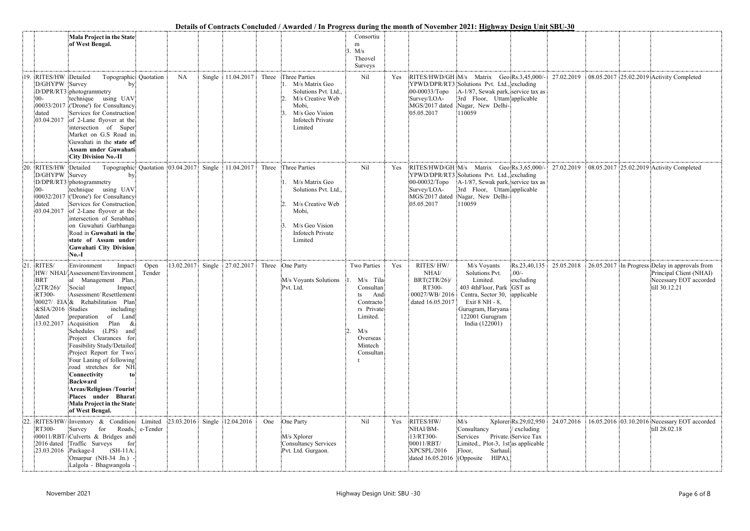**Details of Contracts Concluded / Awarded / In Progress during the month of November 2021: Highway Design Unit SBU-30**

| | | | | | | | | | | | | | | | | | |
|---|---|---|---|---|---|---|---|---|---|---|---|---|---|---|---|---|---|
| | | **Mala Project in the State of West Bengal.** | | | | | | | | Consortium<br>3. M/s Theovel Surveys | | | | | | | | |
| 19. | RITES/HWD/GHYPW D/DPR/RT300-00033/2017 dated 03.04.2017 | Detailed Topographic Survey by photogrammetry technique using UAV ('Drone') for Consultancy Services for Construction of 2-Lane flyover at the intersection of Super Market on G.S Road in Guwahati in the **state of Assam under Guwahati City Division No.-II** | Quotation | NA | Single | 11.04.2017 | Three | Three Parties<br>1. M/s Matrix Geo Solutions Pvt. Ltd.,<br>2. M/s Creative Web Mobi,<br>3. M/s Geo Vision Infotech Private Limited | Nil | Yes | RITES/HWD/GHYPWD/DPR/RT300-00033/Topo Survey/LOA-MGS/2017 dated 05.05.2017 | M/s Matrix Geo Solutions Pvt. Ltd., A-1/87, Sewak park, 3rd Floor, Uttam Nagar, New Delhi-110059 | Rs.3,45,000/- excluding service tax as applicable | 27.02.2019 | 08.05.2017 | 25.02.2019 | Activity Completed |
| 20. | RITES/HWD/GHYPW D/DPR/RT300-00032/2017 dated 03.04.2017 | Detailed Topographic Survey by photogrammetry technique using UAV ('Drone') for Consultancy Services for Construction of 2-Lane flyover at the intersection of Serabhati on Guwahati Garbhanga Road in **Guwahati in the state of Assam under Guwahati City Division No.-I** | Quotation | 03.04.2017 | Single | 11.04.2017 | Three | Three Parties<br>1. M/s Matrix Geo Solutions Pvt. Ltd.,<br>2. M/s Creative Web Mobi,<br>3. M/s Geo Vision Infotech Private Limited | Nil | Yes | RITES/HWD/GHYPWD/DPR/RT300-00032/Topo Survey/LOA-MGS/2017 dated 05.05.2017 | M/s Matrix Geo Solutions Pvt. Ltd., A-1/87, Sewak park, 3rd Floor, Uttam Nagar, New Delhi-110059 | Rs.3,65,000/- excluding service tax as applicable | 27.02.2019 | 08.05.2017 | 25.02.2019 | Activity Completed |
| 21. | RITES/HW/ NHAI/BRT(2TR/26)/RT300-00027/ EIA &SIA/2016 dated 13.02.2017 | Environment Impact Assessment/Environmental Management Plan, Social Impact Assessment/ Resettlement & Rehabilitation Plan Studies including preparation of Land Acquisition Plan & Schedules (LPS) and Project Clearances for Feasibility Study/Detailed Project Report for Two/Four Laning of following road stretches for NH **Connectivity to Backward Areas/Religious /Tourist Places under Bharat Mala Project in the State of West Bengal.** | Open Tender | 13.02.2017 | Single | 27.02.2017 | Three | One Party<br>M/s Voyants Solutions Pvt. Ltd. | Two Parties<br>1. M/s Tila Consultants And Contractors Private Limited.<br>2. M/s Overseas Mintech Consultant | Yes | RITES/ HW/ NHAI/ BRT(2TR/26)/ RT300-00027/WB/ 2016 dated 16.05.2017 | M/s Voyants Solutions Pvt. Limited. 403 4thFloor, Park Centra, Sector 30, Exit 8 NH - 8, Gurugram, Haryana 122001 Gurugram India (122001) | Rs.23,40,135.00/- excluding GST as applicable | 25.05.2018 | 26.05.2017 | In Progress | Delay in approvals from Principal Client (NHAI) Necessary EOT accorded till 30.12.21 |
| 22. | RITES/HW/RT300-00011/RBT/2016 dated 23.03.2016 | Inventory & Condition Survey for Roads, Culverts & Bridges and Traffic Surveys for Package-I (SH-11A: Omarpur (NH-34 Jn.) - Lalgola - Bhagwangola - | Limited e-Tender | 23.03.2016 | Single | 12.04.2016 | One | One Party<br>M/s Xplorer Consultancy Services Pvt. Ltd. Gurgaon. | Nil | Yes | RITES/HW/NHAI/BM-i13/RT300-00011/RBT/XPCSPL/2016 dated 16.05.2016 | M/s Xplorer Consultancy Services Private. Limited., Plot-3, 1st Floor, Sarhaul (Opposite HIPA), | Rs.29,02,950/ excluding Service Tax as applicable | 24.07.2016 | 16.05.2016 | 03.10.2016 | Necessary EOT accorded till 28.02.18 |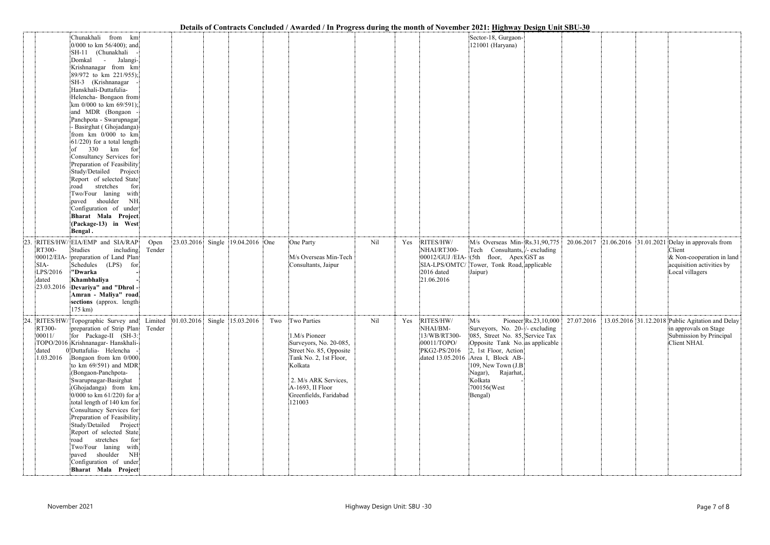**Details of Contracts Concluded / Awarded / In Progress during the month of November 2021: Highway Design Unit SBU-30**

| | | | | | | | | | | | | | | | | | |
|---|---|---|---|---|---|---|---|---|---|---|---|---|---|---|---|---|---|
| | | Chunakhali from km 0/000 to km 56/400); and SH-11 (Chunakhali - Domkal - Jalangi- Krishnanagar from km 89/972 to km 221/955); SH-3 (Krishnanagar - Hanskhali-Duttafulia- Helencha- Bongaon from km 0/000 to km 69/591); and MDR (Bongaon - Panchpota - Swarupnagar - Basirghat ( Ghojadanga) from km 0/000 to km 61/220) for a total length of 330 km for Consultancy Services for Preparation of Feasibility Study/Detailed Project Report of selected State road stretches for Two/Four laning with paved shoulder NH Configuration of under **Bharat Mala Project (Package-13) in West Bengal**. | | | | | | | | | | Sector-18, Gurgaon- 121001 (Haryana) | | | | | |
| 23. | RITES/HW/ RT300- 00012/EIA- SIA- LPS/2016 dated 23.03.2016 | EIA/EMP and SIA/RAP Studies including preparation of Land Plan Schedules (LPS) for **"Dwarka - Khambhaliya - Devariya" and "Dhrol - Amran - Maliya" road sections** (approx. length 175 km) | Open Tender | 23.03.2016 | Single | 19.04.2016 | One | One Party<br><br>M/s Overseas Min-Tech Consultants, Jaipur | Nil | Yes | RITES/HW/ NHAI/RT300- 00012/GUJ /EIA- SIA-LPS/OMTC/ 2016 dated 21.06.2016 | M/s Overseas Min-Tech Consultants, (5th floor, Apex Tower, Tonk Road, Jaipur) | Rs.31,90,775 /- excluding GST as applicable | 20.06.2017 | 21.06.2016 | 31.01.2021 | Delay in approvals from Client & Non-cooperation in land acquisition activities by Local villagers |
| 24. | RITES/HW/ RT300- 00011/ TOPO/2016 dated 01.03.2016 | Topographic Survey and preparation of Strip Plan for Package-II (SH-3: Krishnanagar- Hanskhali- Duttafulia- Helencha - Bongaon from km 0/000 to km 69/591) and MDR (Bongaon-Panchpota- Swarupnagar-Basirghat (Ghojadanga) from km 0/000 to km 61/220) for a total length of 140 km for Consultancy Services for Preparation of Feasibility Study/Detailed Project Report of selected State road stretches for Two/Four laning with paved shoulder NH Configuration of under **Bharat Mala Project** | Limited Tender | 01.03.2016 | Single | 15.03.2016 | Two | Two Parties<br><br>1.M/s Pioneer Surveyors, No. 20-085, Street No. 85, Opposite Tank No. 2, 1st Floor, Kolkata<br><br>2. M/s ARK Services, A-1693, II Floor Greenfields, Faridabad 121003 | Nil | Yes | RITES/HW/ NHAI/BM- 13/WB/RT300- 00011/TOPO/ PKG2-PS/2016 dated 13.05.2016 | M/s Pioneer Surveyors, No. 20-085, Street No. 85, Opposite Tank No. 2, 1st Floor, Action Area I, Block AB-109, New Town (J.B Nagar), Rajarhat, Kolkata - 700156(West Bengal) | Rs.23,10,000 /- excluding Service Tax as applicable | 27.07.2016 | 13.05.2016 | 31.12.2018 | Public Agitation and Delay in approvals on Stage Submission by Principal Client NHAI. |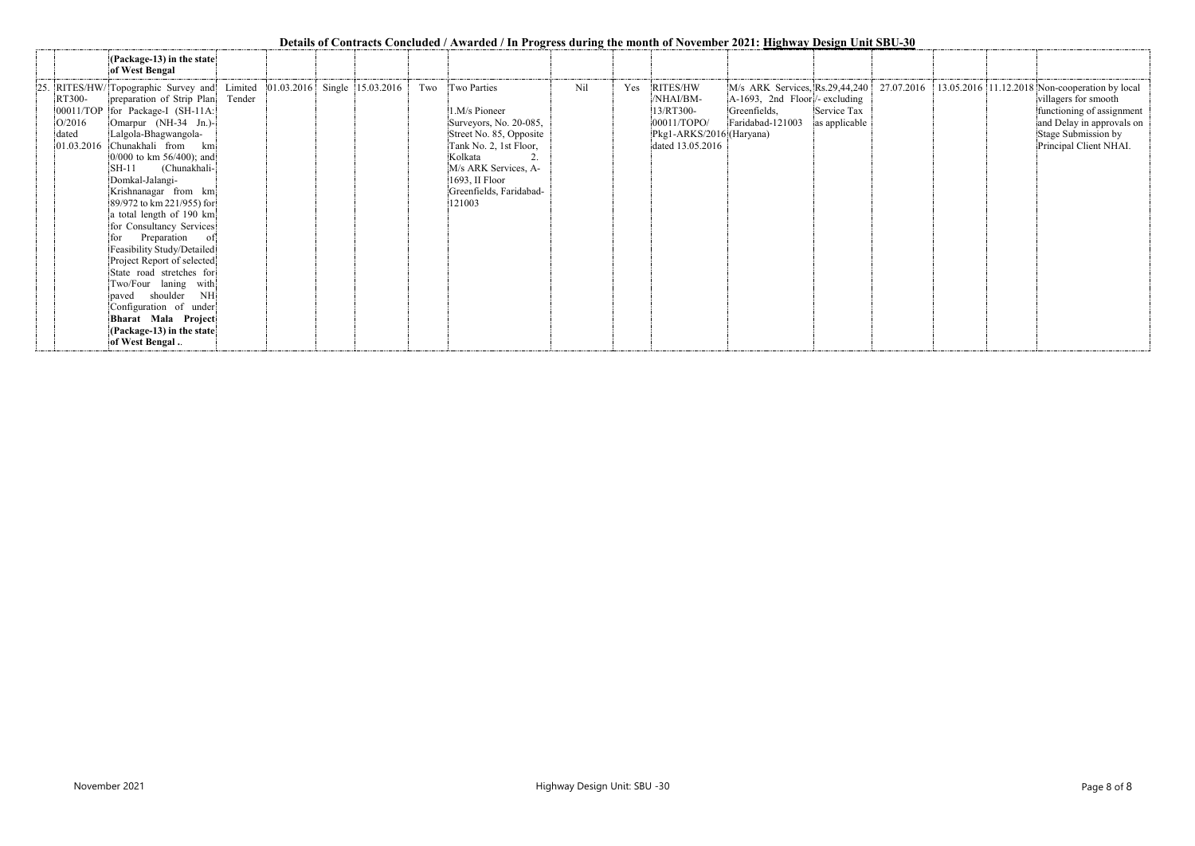**Details of Contracts Concluded / Awarded / In Progress during the month of November 2021: Highway Design Unit SBU-30**

| | | | | | | | | | | | | | | | | | |
|---|---|---|---|---|---|---|---|---|---|---|---|---|---|---|---|---|---|
| | | **(Package-13) in the state of West Bengal** | | | | | | | | | | | | | | | |
| 25. | RITES/HW/RT300-00011/TOPO/2016 dated 01.03.2016 | Topographic Survey and preparation of Strip Plan for Package-I (SH-11A: Omarpur (NH-34 Jn.)-Lalgola-Bhagwangola-Chunakhali from km 0/000 to km 56/400); and SH-11 (Chunakhali-Domkal-Jalangi-Krishnanagar from km 89/972 to km 221/955) for a total length of 190 km for Consultancy Services for Preparation of Feasibility Study/Detailed Project Report of selected State road stretches for Two/Four laning with paved shoulder NH Configuration of under **Bharat Mala Project (Package-13) in the state of West Bengal ..** | Limited Tender | 01.03.2016 | Single | 15.03.2016 | Two | Two Parties<br><br>1.M/s Pioneer Surveyors, No. 20-085, Street No. 85, Opposite Tank No. 2, 1st Floor, Kolkata 2. M/s ARK Services, A-1693, II Floor Greenfields, Faridabad-121003 | Nil | Yes | RITES/HW/NHAI/BM-13/RT300-00011/TOPO/Pkg1-ARKS/2016 dated 13.05.2016 | M/s ARK Services, A-1693, 2nd Floor Greenfields, Faridabad-121003 (Haryana) | Rs.29,44,240/- excluding Service Tax as applicable | 27.07.2016 | 13.05.2016 | 11.12.2018 | Non-cooperation by local villagers for smooth functioning of assignment and Delay in approvals on Stage Submission by Principal Client NHAI. |